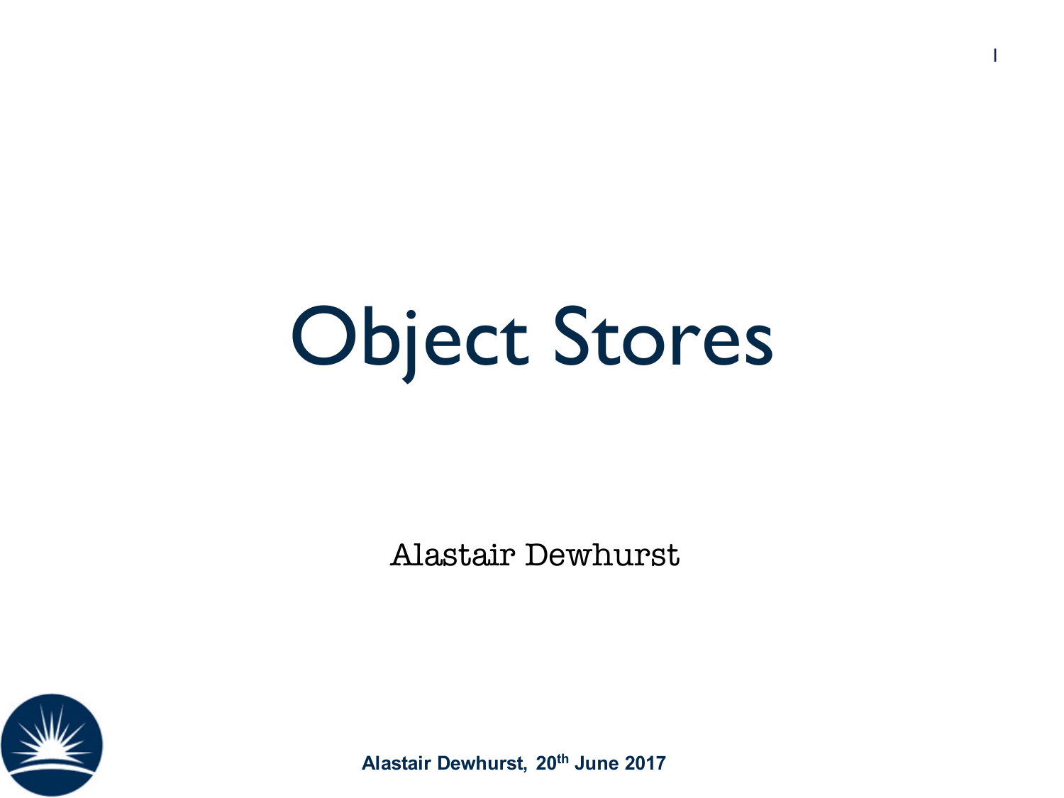# Object Stores

Alastair Dewhurst

**Alastair Dewhurst, 20th June 2017**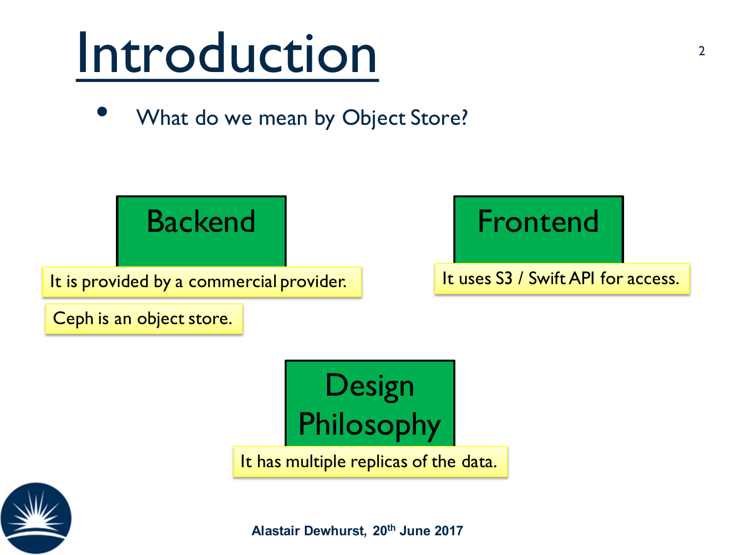# Introduction

- What do we mean by Object Store?

## Backend

It is provided by a commercial provider.

Ceph is an object store.

## Frontend

It uses S3 / Swift API for access.

## Design Philosophy

It has multiple replicas of the data.

**Alastair Dewhurst, 20th June 2017**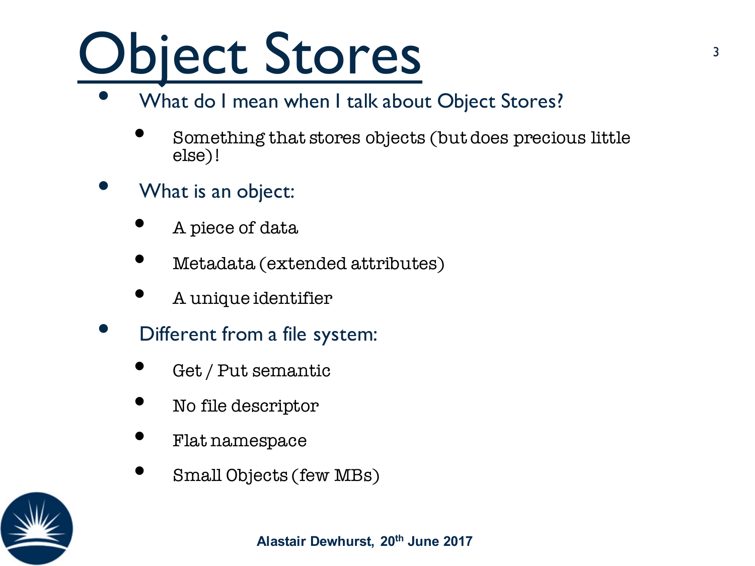# Object Stores

- What do I mean when I talk about Object Stores?
  - Something that stores objects (but does precious little else)!
- What is an object:
  - A piece of data
  - Metadata (extended attributes)
  - A unique identifier
- Different from a file system:
  - Get / Put semantic
  - No file descriptor
  - Flat namespace
  - Small Objects (few MBs)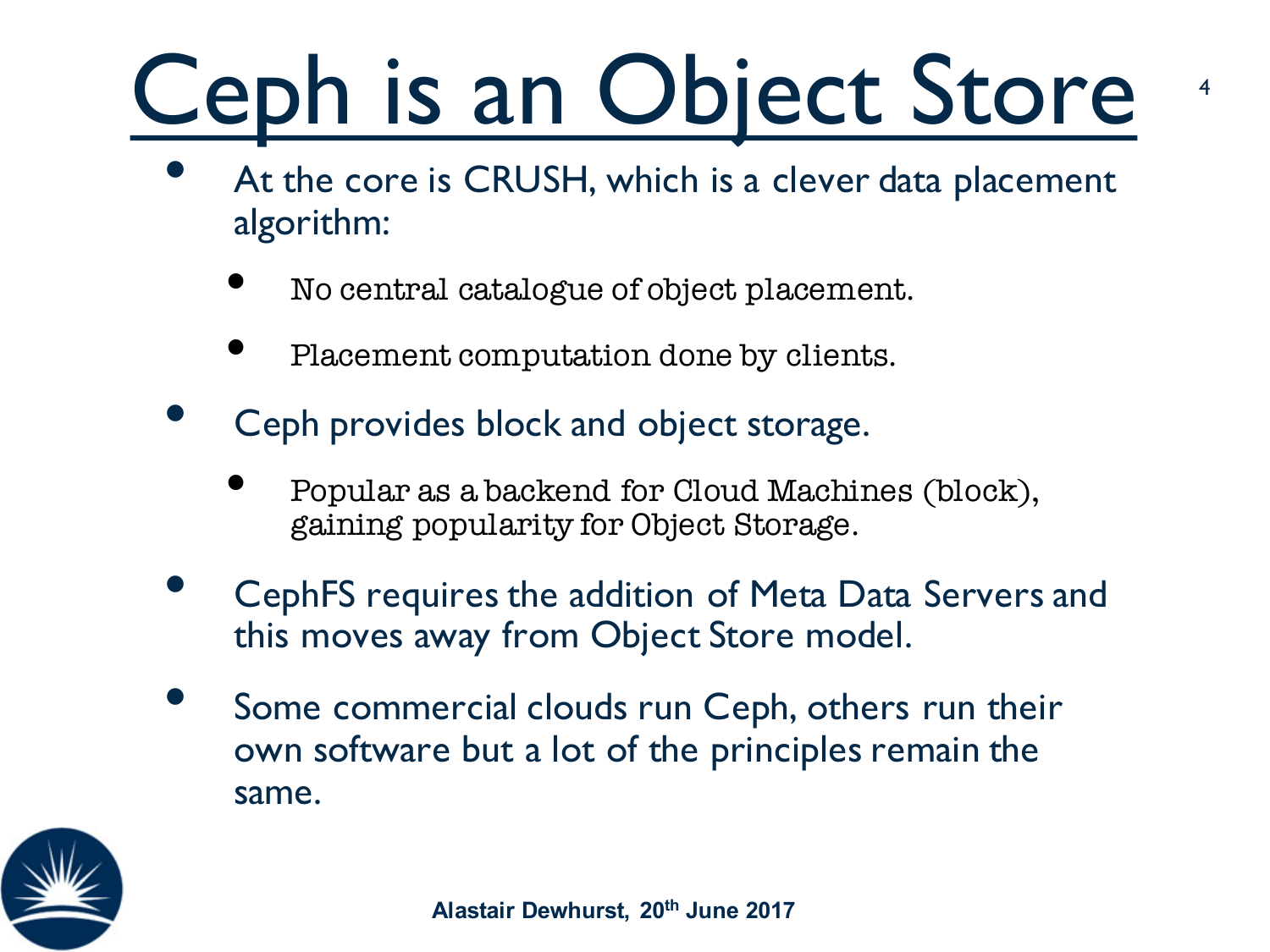# Ceph is an Object Store

- At the core is CRUSH, which is a clever data placement algorithm:
  - No central catalogue of object placement.
  - Placement computation done by clients.
- Ceph provides block and object storage.
  - Popular as a backend for Cloud Machines (block), gaining popularity for Object Storage.
- CephFS requires the addition of Meta Data Servers and this moves away from Object Store model.
- Some commercial clouds run Ceph, others run their own software but a lot of the principles remain the same.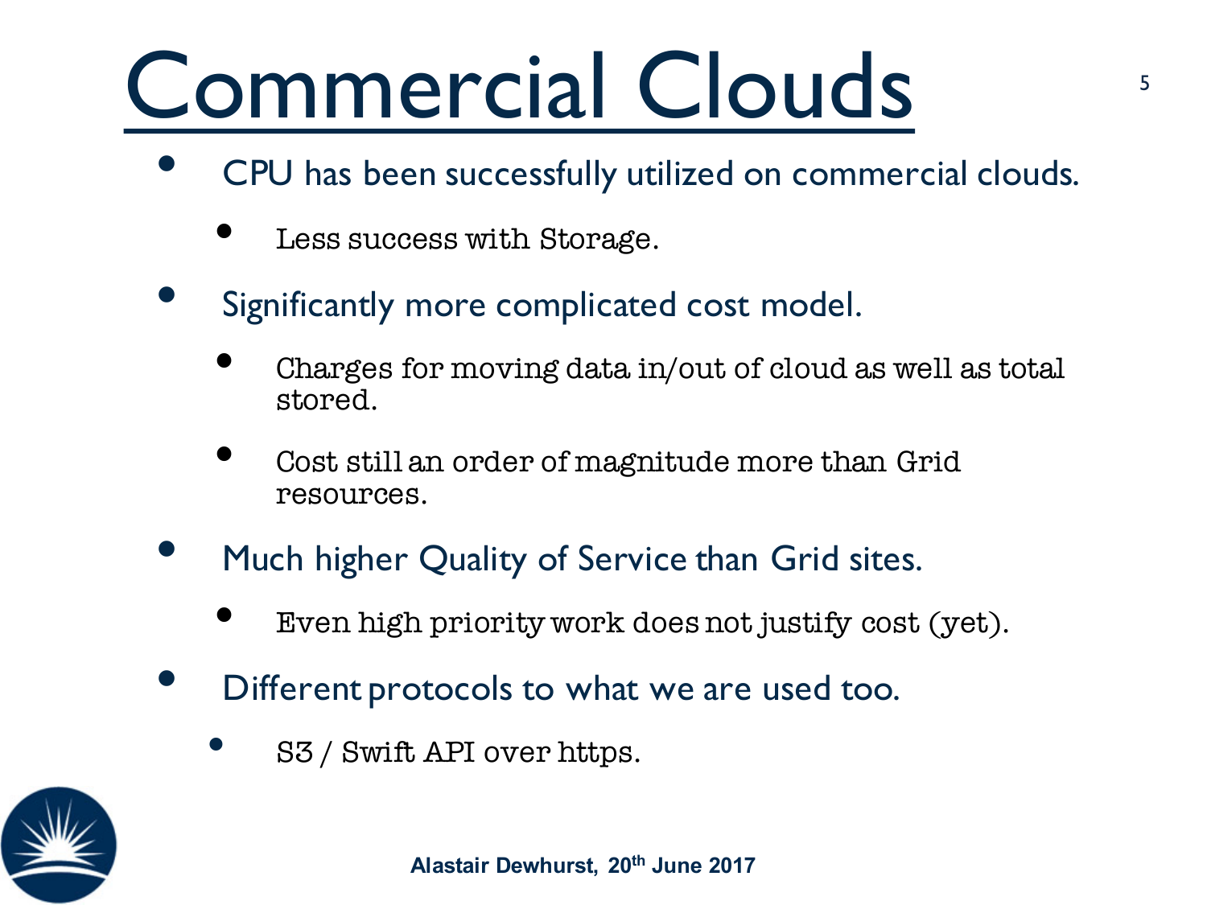# Commercial Clouds

- CPU has been successfully utilized on commercial clouds.
  - Less success with Storage.
- Significantly more complicated cost model.
  - Charges for moving data in/out of cloud as well as total stored.
  - Cost still an order of magnitude more than Grid resources.
- Much higher Quality of Service than Grid sites.
  - Even high priority work does not justify cost (yet).
- Different protocols to what we are used too.
  - S3 / Swift API over https.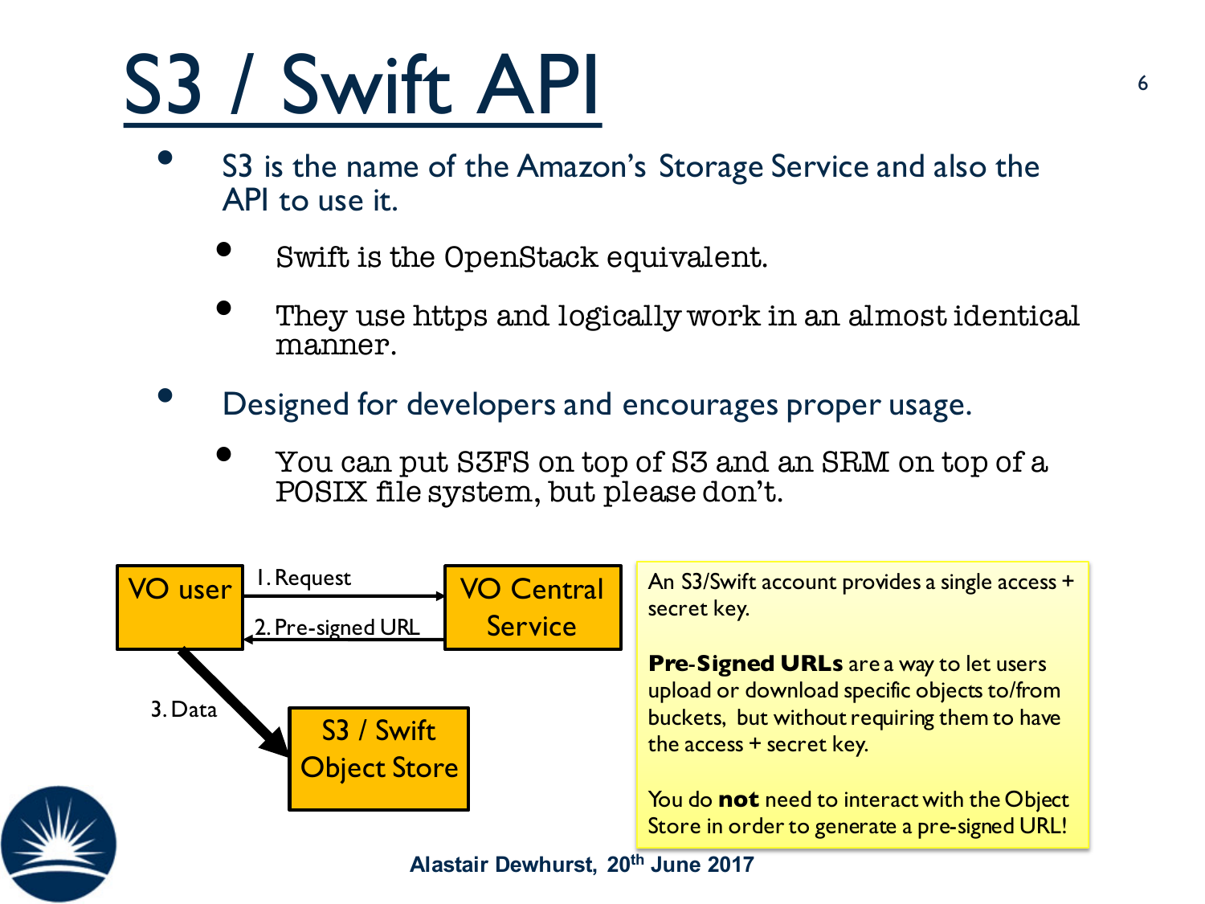# S3 / Swift API

- S3 is the name of the Amazon's Storage Service and also the API to use it.
  - Swift is the OpenStack equivalent.
  - They use https and logically work in an almost identical manner.
- Designed for developers and encourages proper usage.
  - You can put S3FS on top of S3 and an SRM on top of a POSIX file system, but please don't.

VO user → 1. Request → VO Central Service

VO Central Service → 2. Pre-signed URL → VO user

VO user → 3. Data → S3 / Swift Object Store

An S3/Swift account provides a single access + secret key.

**Pre-Signed URLs** are a way to let users upload or download specific objects to/from buckets, but without requiring them to have the access + secret key.

You do **not** need to interact with the Object Store in order to generate a pre-signed URL!

Alastair Dewhurst, 20th June 2017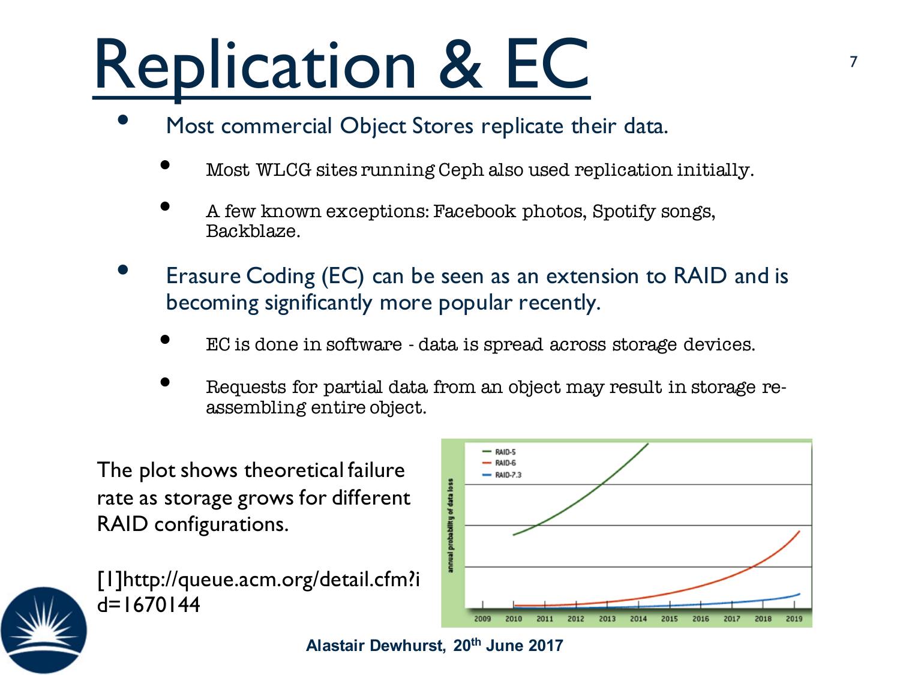# Replication & EC

- Most commercial Object Stores replicate their data.
  - Most WLCG sites running Ceph also used replication initially.
  - A few known exceptions: Facebook photos, Spotify songs, Backblaze.
- Erasure Coding (EC) can be seen as an extension to RAID and is becoming significantly more popular recently.
  - EC is done in software - data is spread across storage devices.
  - Requests for partial data from an object may result in storage re-assembling entire object.

The plot shows theoretical failure rate as storage grows for different RAID configurations.

[1]http://queue.acm.org/detail.cfm?id=1670144

**Alastair Dewhurst, 20th June 2017**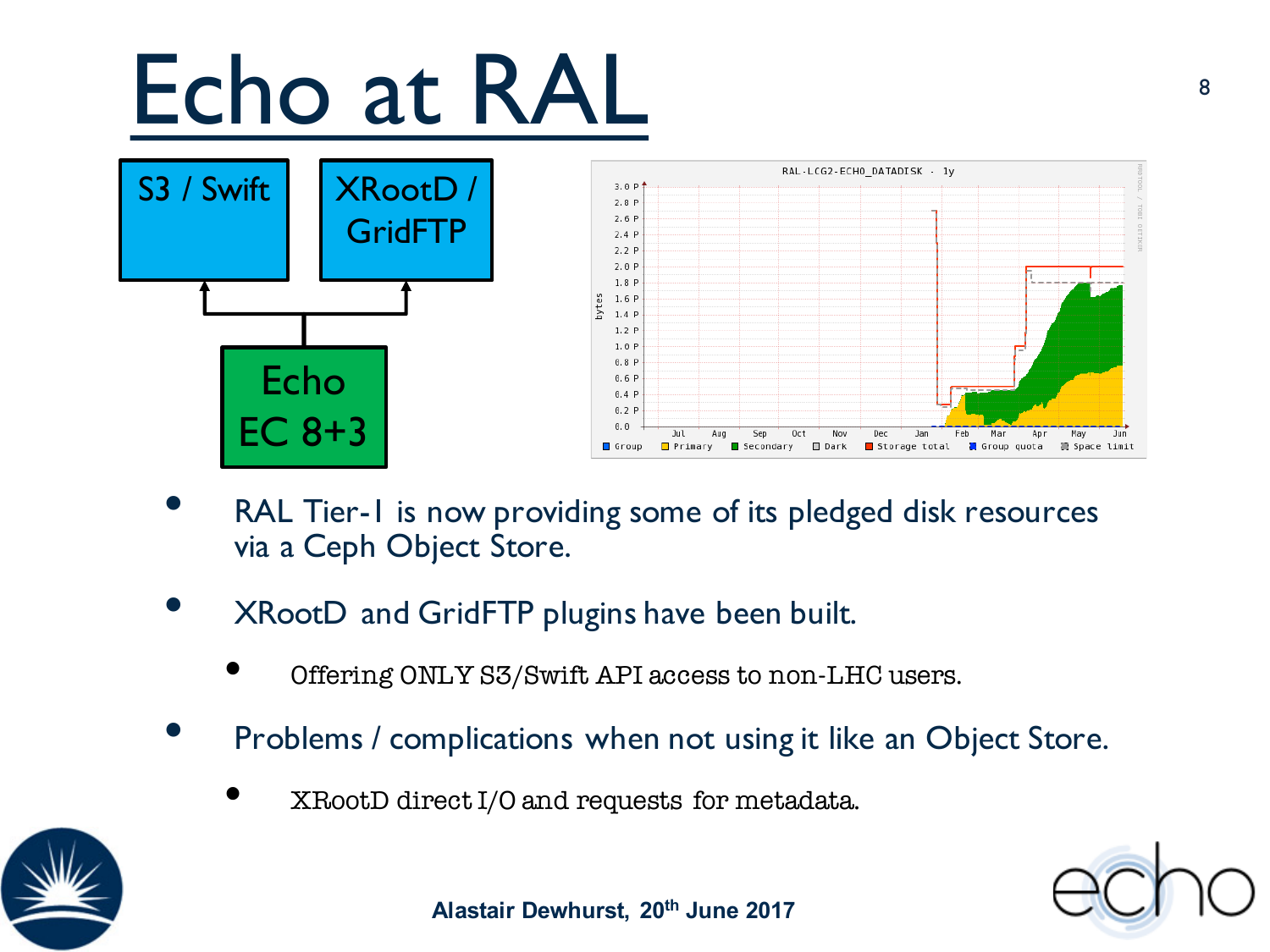# Echo at RAL

S3 / Swift

XRootD / GridFTP

Echo EC 8+3

- RAL Tier-1 is now providing some of its pledged disk resources via a Ceph Object Store.
- XRootD and GridFTP plugins have been built.
  - Offering ONLY S3/Swift API access to non-LHC users.
- Problems / complications when not using it like an Object Store.
  - XRootD direct I/O and requests for metadata.

Alastair Dewhurst, 20th June 2017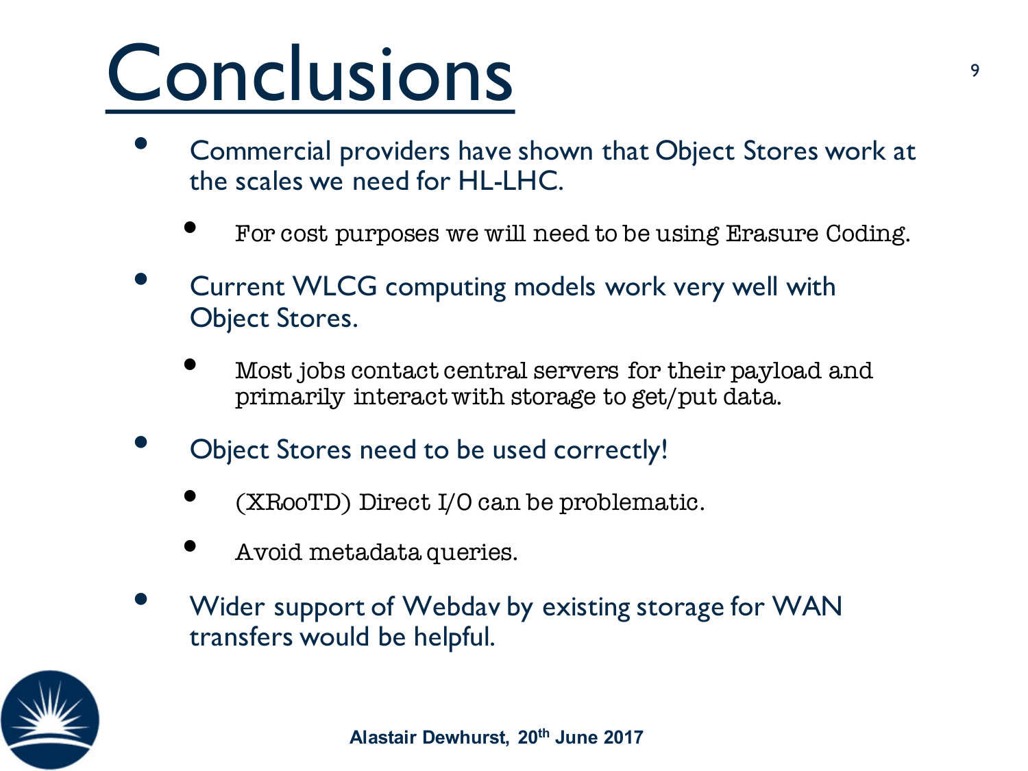# Conclusions

- Commercial providers have shown that Object Stores work at the scales we need for HL-LHC.
  - For cost purposes we will need to be using Erasure Coding.
- Current WLCG computing models work very well with Object Stores.
  - Most jobs contact central servers for their payload and primarily interact with storage to get/put data.
- Object Stores need to be used correctly!
  - (XRooTD) Direct I/O can be problematic.
  - Avoid metadata queries.
- Wider support of Webdav by existing storage for WAN transfers would be helpful.

**Alastair Dewhurst, 20th June 2017**